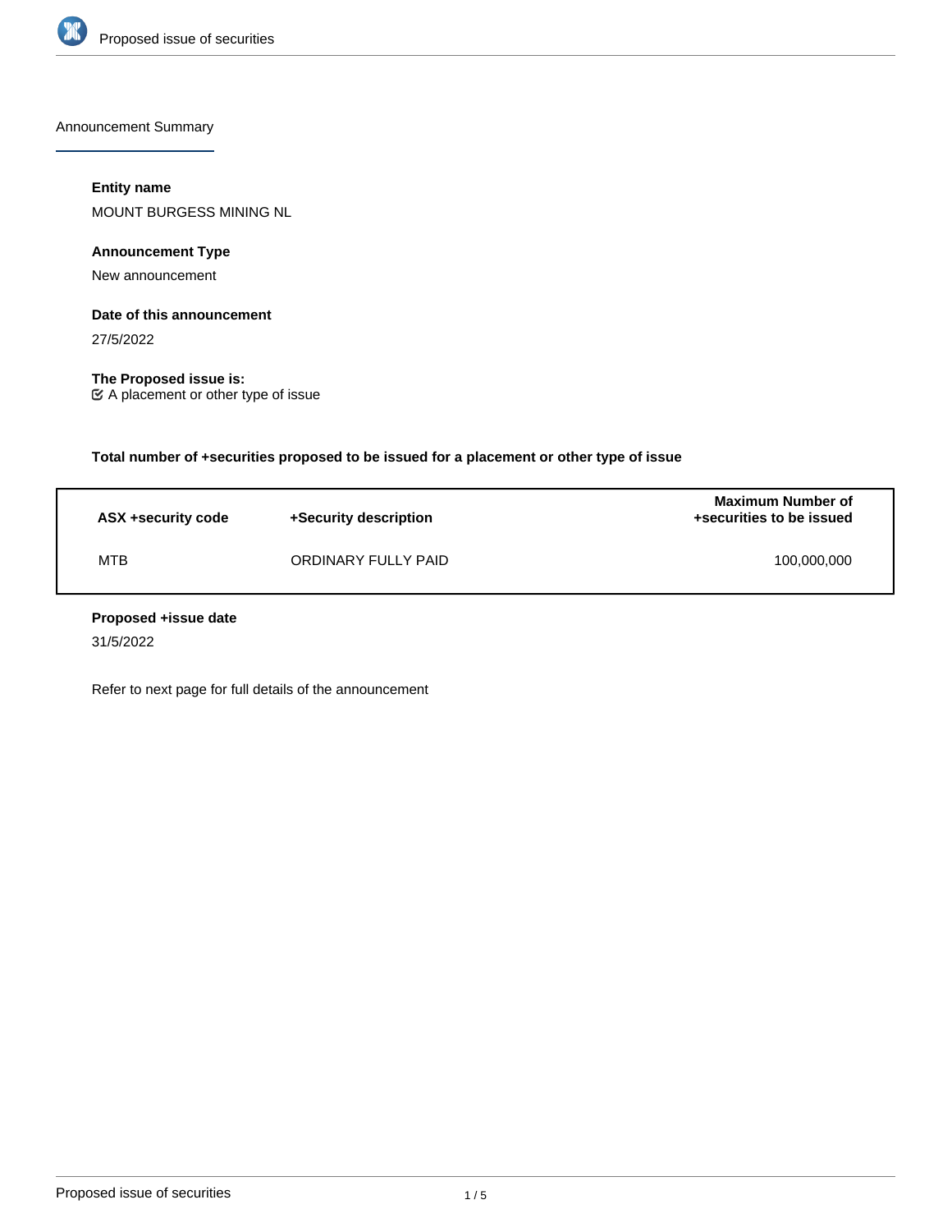Announcement Summary

**Entity name**

MOUNT BURGESS MINING NL

**Announcement Type**

New announcement

**Date of this announcement**

27/5/2022

**The Proposed issue is:**

☑ A placement or other type of issue

**Total number of +securities proposed to be issued for a placement or other type of issue**

| ASX +security code | +Security description | Maximum Number of +securities to be issued |
| --- | --- | --- |
| MTB | ORDINARY FULLY PAID | 100,000,000 |

**Proposed +issue date**

31/5/2022

Refer to next page for full details of the announcement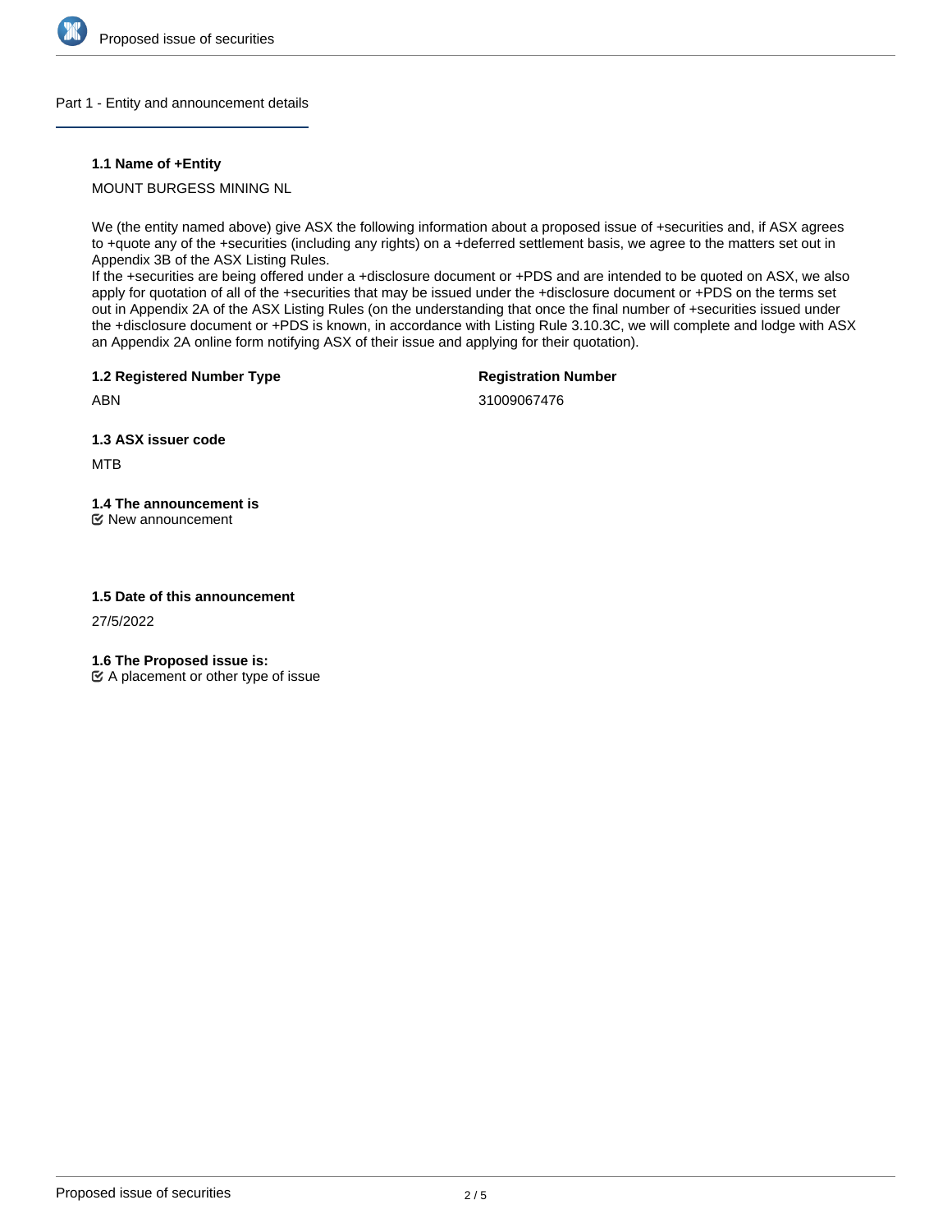## Part 1 - Entity and announcement details

**1.1 Name of +Entity**

MOUNT BURGESS MINING NL

We (the entity named above) give ASX the following information about a proposed issue of +securities and, if ASX agrees to +quote any of the +securities (including any rights) on a +deferred settlement basis, we agree to the matters set out in Appendix 3B of the ASX Listing Rules.
If the +securities are being offered under a +disclosure document or +PDS and are intended to be quoted on ASX, we also apply for quotation of all of the +securities that may be issued under the +disclosure document or +PDS on the terms set out in Appendix 2A of the ASX Listing Rules (on the understanding that once the final number of +securities issued under the +disclosure document or +PDS is known, in accordance with Listing Rule 3.10.3C, we will complete and lodge with ASX an Appendix 2A online form notifying ASX of their issue and applying for their quotation).

**1.2 Registered Number Type**

ABN

**Registration Number**

31009067476

**1.3 ASX issuer code**

MTB

**1.4 The announcement is**

☑ New announcement

**1.5 Date of this announcement**

27/5/2022

**1.6 The Proposed issue is:**

☑ A placement or other type of issue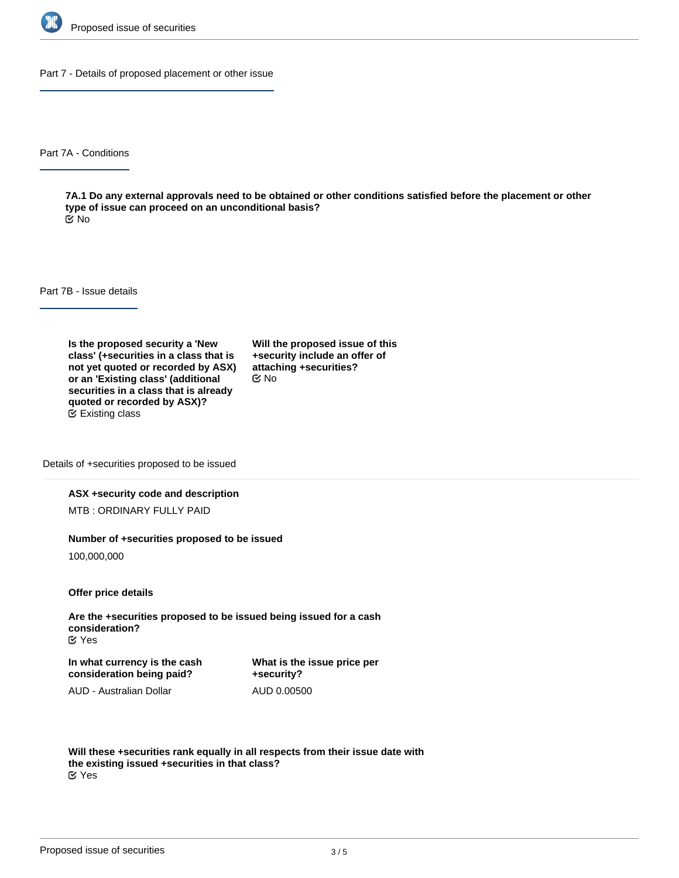## Part 7 - Details of proposed placement or other issue

### Part 7A - Conditions

**7A.1 Do any external approvals need to be obtained or other conditions satisfied before the placement or other type of issue can proceed on an unconditional basis?**
No

### Part 7B - Issue details

**Is the proposed security a 'New class' (+securities in a class that is not yet quoted or recorded by ASX) or an 'Existing class' (additional securities in a class that is already quoted or recorded by ASX)?**
Existing class

**Will the proposed issue of this +security include an offer of attaching +securities?**
No

#### Details of +securities proposed to be issued

**ASX +security code and description**

MTB : ORDINARY FULLY PAID

**Number of +securities proposed to be issued**

100,000,000

**Offer price details**

**Are the +securities proposed to be issued being issued for a cash consideration?**
Yes

**In what currency is the cash consideration being paid?**

AUD - Australian Dollar

**What is the issue price per +security?**

AUD 0.00500

**Will these +securities rank equally in all respects from their issue date with the existing issued +securities in that class?**
Yes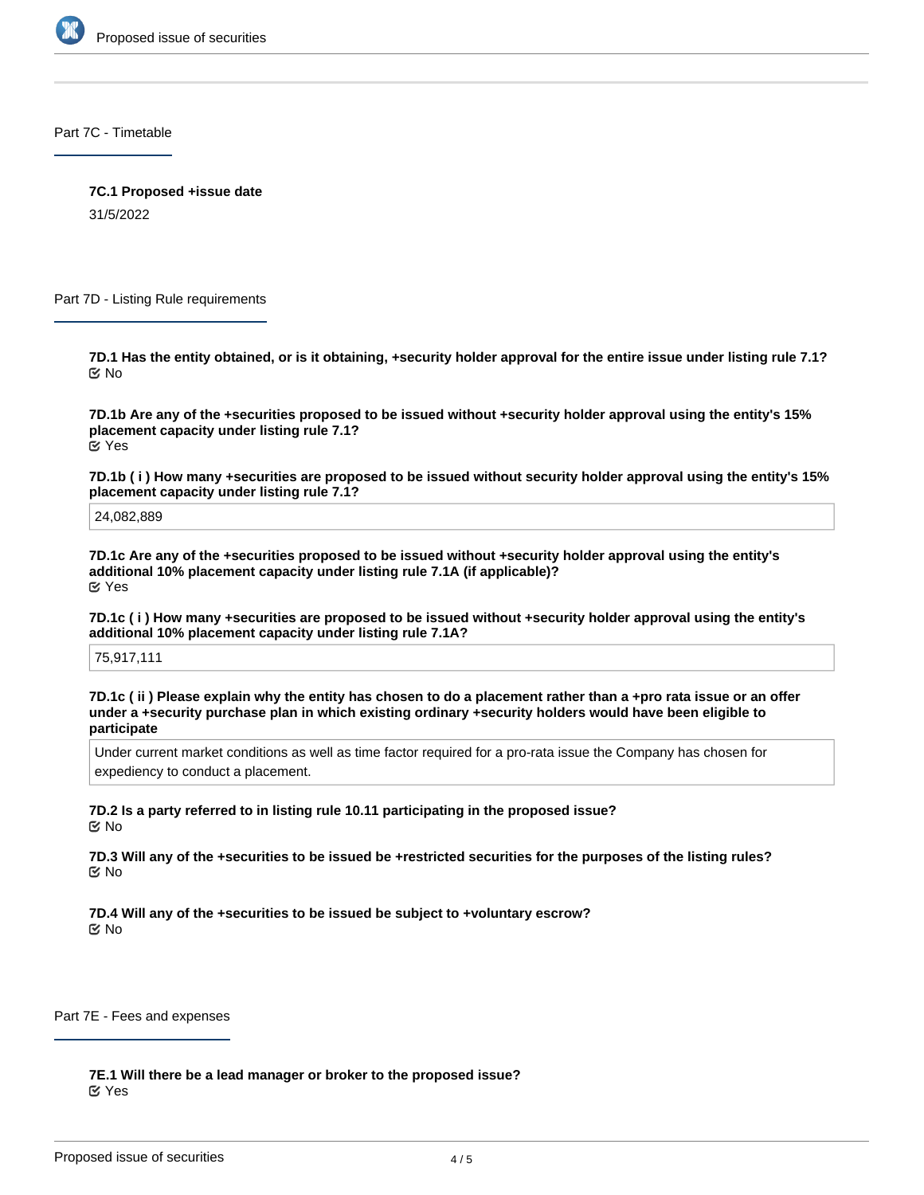## Part 7C - Timetable

**7C.1 Proposed +issue date**

31/5/2022

## Part 7D - Listing Rule requirements

**7D.1 Has the entity obtained, or is it obtaining, +security holder approval for the entire issue under listing rule 7.1?**

No

**7D.1b Are any of the +securities proposed to be issued without +security holder approval using the entity's 15% placement capacity under listing rule 7.1?**

Yes

**7D.1b ( i ) How many +securities are proposed to be issued without security holder approval using the entity's 15% placement capacity under listing rule 7.1?**

24,082,889

**7D.1c Are any of the +securities proposed to be issued without +security holder approval using the entity's additional 10% placement capacity under listing rule 7.1A (if applicable)?**

Yes

**7D.1c ( i ) How many +securities are proposed to be issued without +security holder approval using the entity's additional 10% placement capacity under listing rule 7.1A?**

75,917,111

**7D.1c ( ii ) Please explain why the entity has chosen to do a placement rather than a +pro rata issue or an offer under a +security purchase plan in which existing ordinary +security holders would have been eligible to participate**

Under current market conditions as well as time factor required for a pro-rata issue the Company has chosen for expediency to conduct a placement.

**7D.2 Is a party referred to in listing rule 10.11 participating in the proposed issue?**

No

**7D.3 Will any of the +securities to be issued be +restricted securities for the purposes of the listing rules?**

No

**7D.4 Will any of the +securities to be issued be subject to +voluntary escrow?**

No

## Part 7E - Fees and expenses

**7E.1 Will there be a lead manager or broker to the proposed issue?**

Yes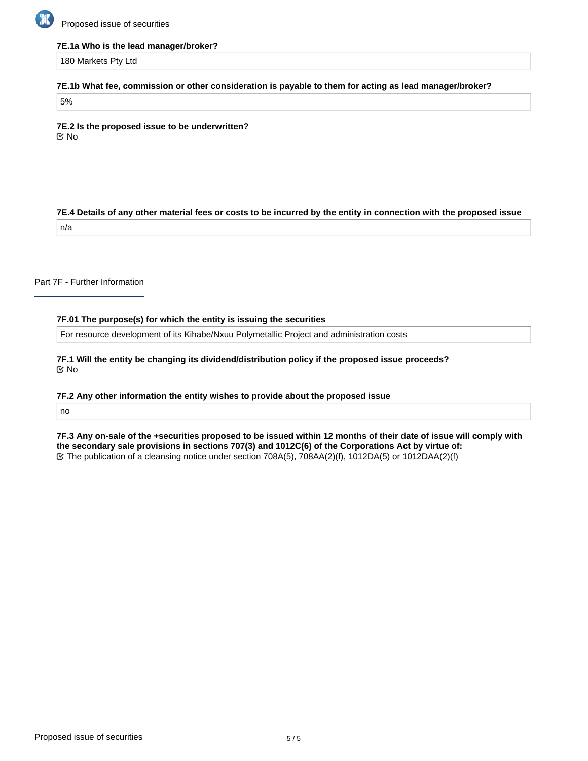**7E.1a Who is the lead manager/broker?**

180 Markets Pty Ltd

**7E.1b What fee, commission or other consideration is payable to them for acting as lead manager/broker?**

5%

**7E.2 Is the proposed issue to be underwritten?**

☑ No

**7E.4 Details of any other material fees or costs to be incurred by the entity in connection with the proposed issue**

n/a

## Part 7F - Further Information

**7F.01 The purpose(s) for which the entity is issuing the securities**

For resource development of its Kihabe/Nxuu Polymetallic Project and administration costs

**7F.1 Will the entity be changing its dividend/distribution policy if the proposed issue proceeds?**

☑ No

**7F.2 Any other information the entity wishes to provide about the proposed issue**

no

**7F.3 Any on-sale of the +securities proposed to be issued within 12 months of their date of issue will comply with the secondary sale provisions in sections 707(3) and 1012C(6) of the Corporations Act by virtue of:**

☑ The publication of a cleansing notice under section 708A(5), 708AA(2)(f), 1012DA(5) or 1012DAA(2)(f)